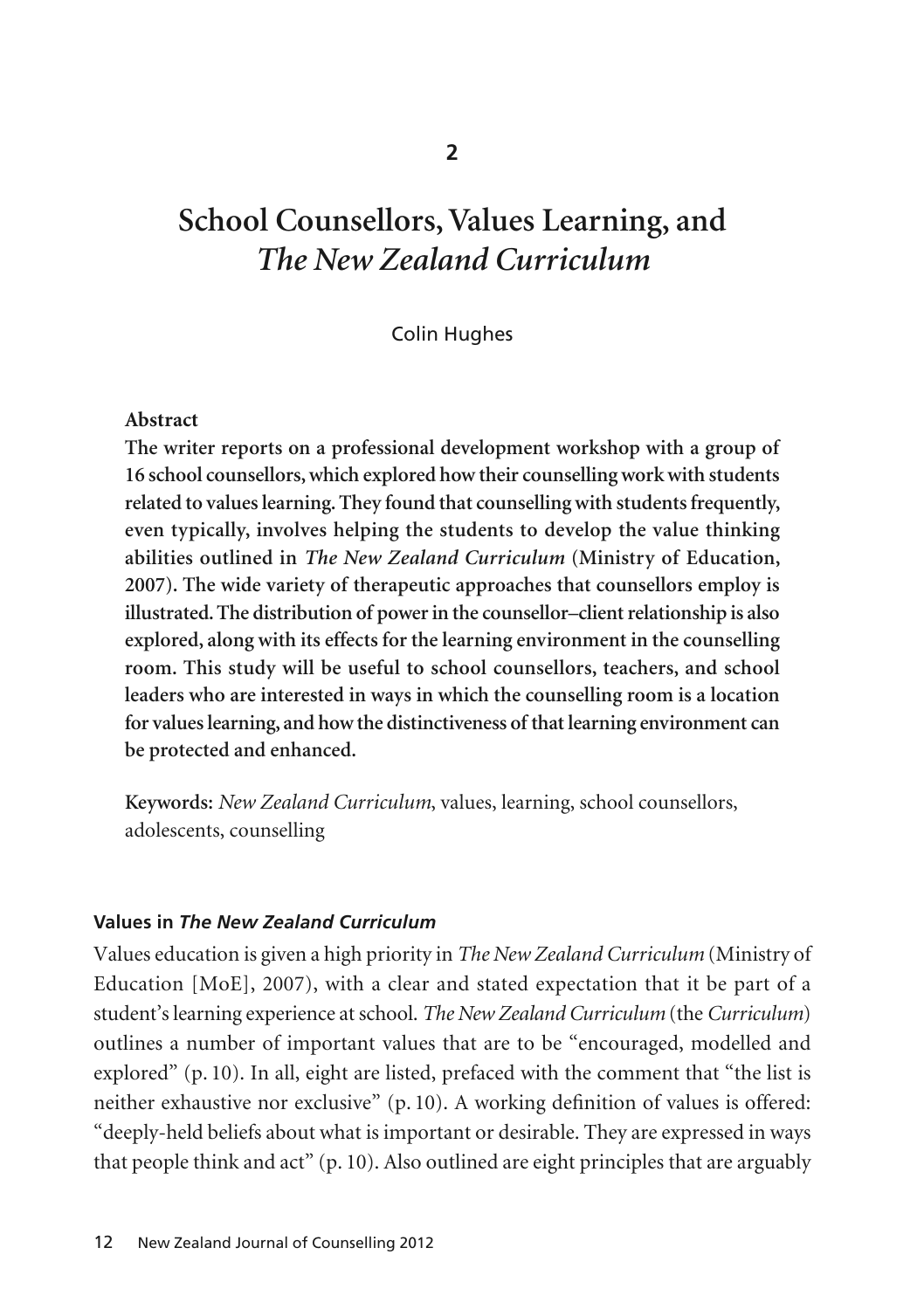2

# School Counsellors, Values Learning, and *The New Zealand Curriculum*

Colin Hughes

**Abstract**

**The writer reports on a professional development workshop with a group of 16 school counsellors, which explored how their counselling work with students related to values learning. They found that counselling with students frequently, even typically, involves helping the students to develop the value thinking abilities outlined in *The New Zealand Curriculum* (Ministry of Education, 2007). The wide variety of therapeutic approaches that counsellors employ is illustrated. The distribution of power in the counsellor–client relationship is also explored, along with its effects for the learning environment in the counselling room. This study will be useful to school counsellors, teachers, and school leaders who are interested in ways in which the counselling room is a location for values learning, and how the distinctiveness of that learning environment can be protected and enhanced.**

**Keywords:** *New Zealand Curriculum*, values, learning, school counsellors, adolescents, counselling

## Values in *The New Zealand Curriculum*

Values education is given a high priority in *The New Zealand Curriculum* (Ministry of Education [MoE], 2007), with a clear and stated expectation that it be part of a student's learning experience at school. *The New Zealand Curriculum* (the *Curriculum*) outlines a number of important values that are to be "encouraged, modelled and explored" (p. 10). In all, eight are listed, prefaced with the comment that "the list is neither exhaustive nor exclusive" (p. 10). A working definition of values is offered: "deeply-held beliefs about what is important or desirable. They are expressed in ways that people think and act" (p. 10). Also outlined are eight principles that are arguably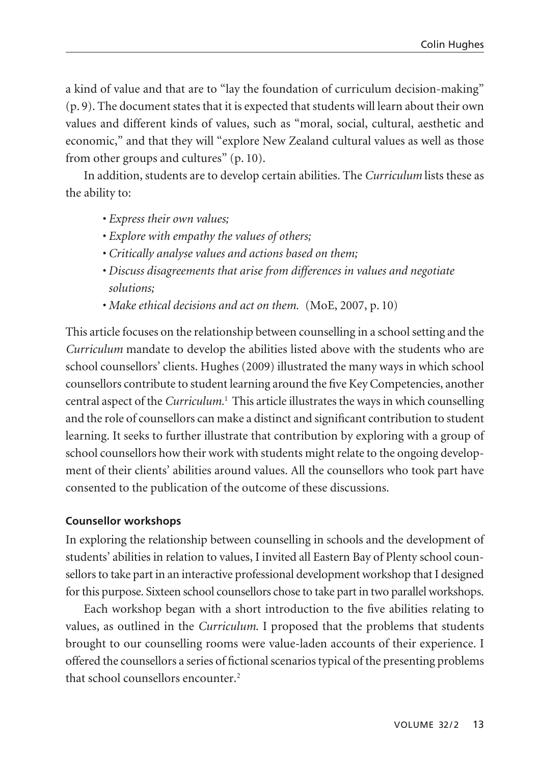a kind of value and that are to "lay the foundation of curriculum decision-making" (p. 9). The document states that it is expected that students will learn about their own values and different kinds of values, such as "moral, social, cultural, aesthetic and economic," and that they will "explore New Zealand cultural values as well as those from other groups and cultures" (p. 10).

In addition, students are to develop certain abilities. The *Curriculum* lists these as the ability to:

- *Express their own values;*
- *Explore with empathy the values of others;*
- *Critically analyse values and actions based on them;*
- *Discuss disagreements that arise from differences in values and negotiate solutions;*
- *Make ethical decisions and act on them.* (MoE, 2007, p. 10)

This article focuses on the relationship between counselling in a school setting and the *Curriculum* mandate to develop the abilities listed above with the students who are school counsellors' clients. Hughes (2009) illustrated the many ways in which school counsellors contribute to student learning around the five Key Competencies, another central aspect of the *Curriculum.*[1] This article illustrates the ways in which counselling and the role of counsellors can make a distinct and significant contribution to student learning. It seeks to further illustrate that contribution by exploring with a group of school counsellors how their work with students might relate to the ongoing development of their clients' abilities around values. All the counsellors who took part have consented to the publication of the outcome of these discussions.

**Counsellor workshops**

In exploring the relationship between counselling in schools and the development of students' abilities in relation to values, I invited all Eastern Bay of Plenty school counsellors to take part in an interactive professional development workshop that I designed for this purpose. Sixteen school counsellors chose to take part in two parallel workshops.

Each workshop began with a short introduction to the five abilities relating to values, as outlined in the *Curriculum.* I proposed that the problems that students brought to our counselling rooms were value-laden accounts of their experience. I offered the counsellors a series of fictional scenarios typical of the presenting problems that school counsellors encounter.[2]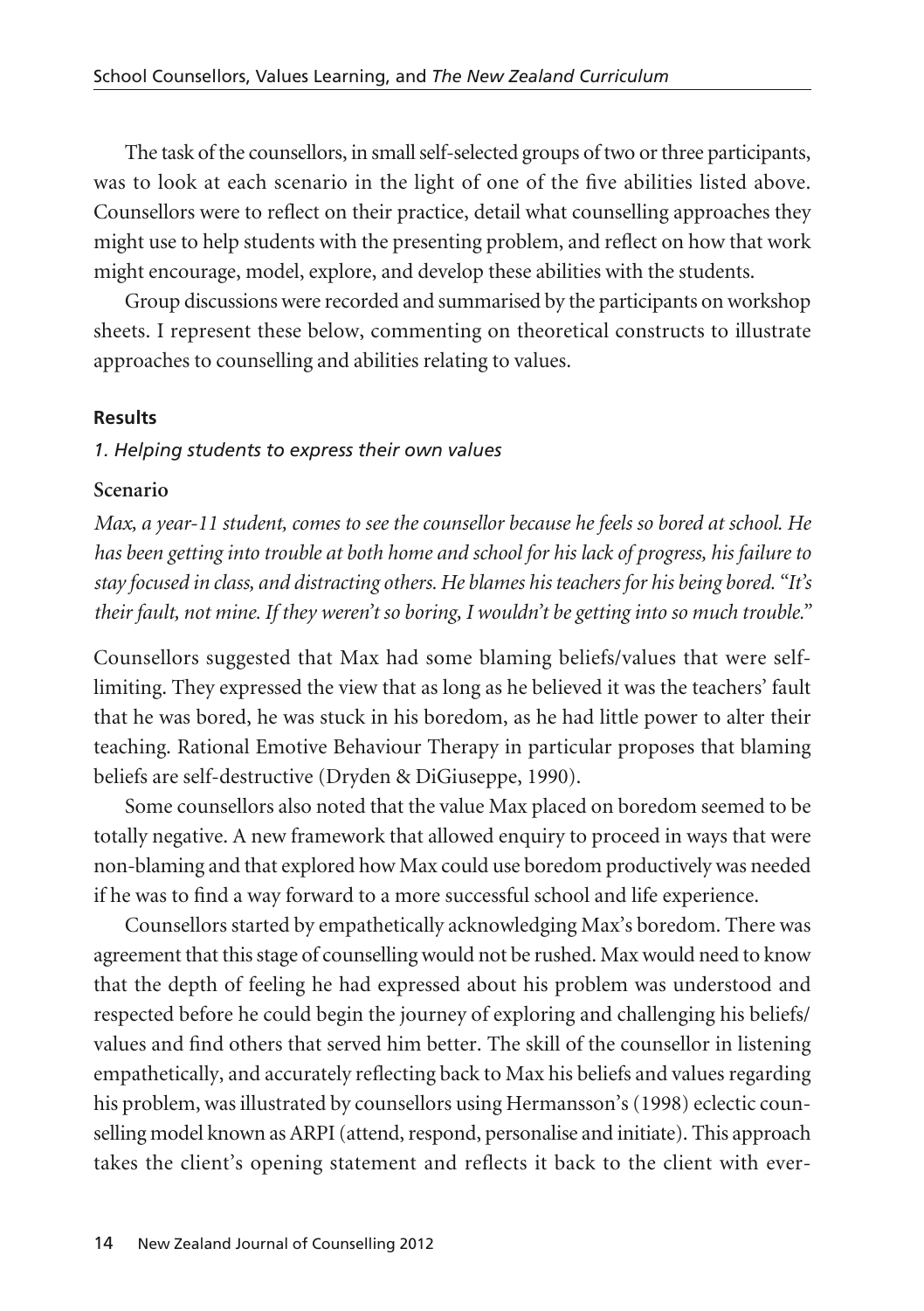The task of the counsellors, in small self-selected groups of two or three participants, was to look at each scenario in the light of one of the five abilities listed above. Counsellors were to reflect on their practice, detail what counselling approaches they might use to help students with the presenting problem, and reflect on how that work might encourage, model, explore, and develop these abilities with the students.

Group discussions were recorded and summarised by the participants on workshop sheets. I represent these below, commenting on theoretical constructs to illustrate approaches to counselling and abilities relating to values.

## Results

### *1. Helping students to express their own values*

**Scenario**

*Max, a year-11 student, comes to see the counsellor because he feels so bored at school. He has been getting into trouble at both home and school for his lack of progress, his failure to stay focused in class, and distracting others. He blames his teachers for his being bored. "It's their fault, not mine. If they weren't so boring, I wouldn't be getting into so much trouble."*

Counsellors suggested that Max had some blaming beliefs/values that were self-limiting. They expressed the view that as long as he believed it was the teachers' fault that he was bored, he was stuck in his boredom, as he had little power to alter their teaching. Rational Emotive Behaviour Therapy in particular proposes that blaming beliefs are self-destructive (Dryden & DiGiuseppe, 1990).

Some counsellors also noted that the value Max placed on boredom seemed to be totally negative. A new framework that allowed enquiry to proceed in ways that were non-blaming and that explored how Max could use boredom productively was needed if he was to find a way forward to a more successful school and life experience.

Counsellors started by empathetically acknowledging Max's boredom. There was agreement that this stage of counselling would not be rushed. Max would need to know that the depth of feeling he had expressed about his problem was understood and respected before he could begin the journey of exploring and challenging his beliefs/values and find others that served him better. The skill of the counsellor in listening empathetically, and accurately reflecting back to Max his beliefs and values regarding his problem, was illustrated by counsellors using Hermansson's (1998) eclectic counselling model known as ARPI (attend, respond, personalise and initiate). This approach takes the client's opening statement and reflects it back to the client with ever-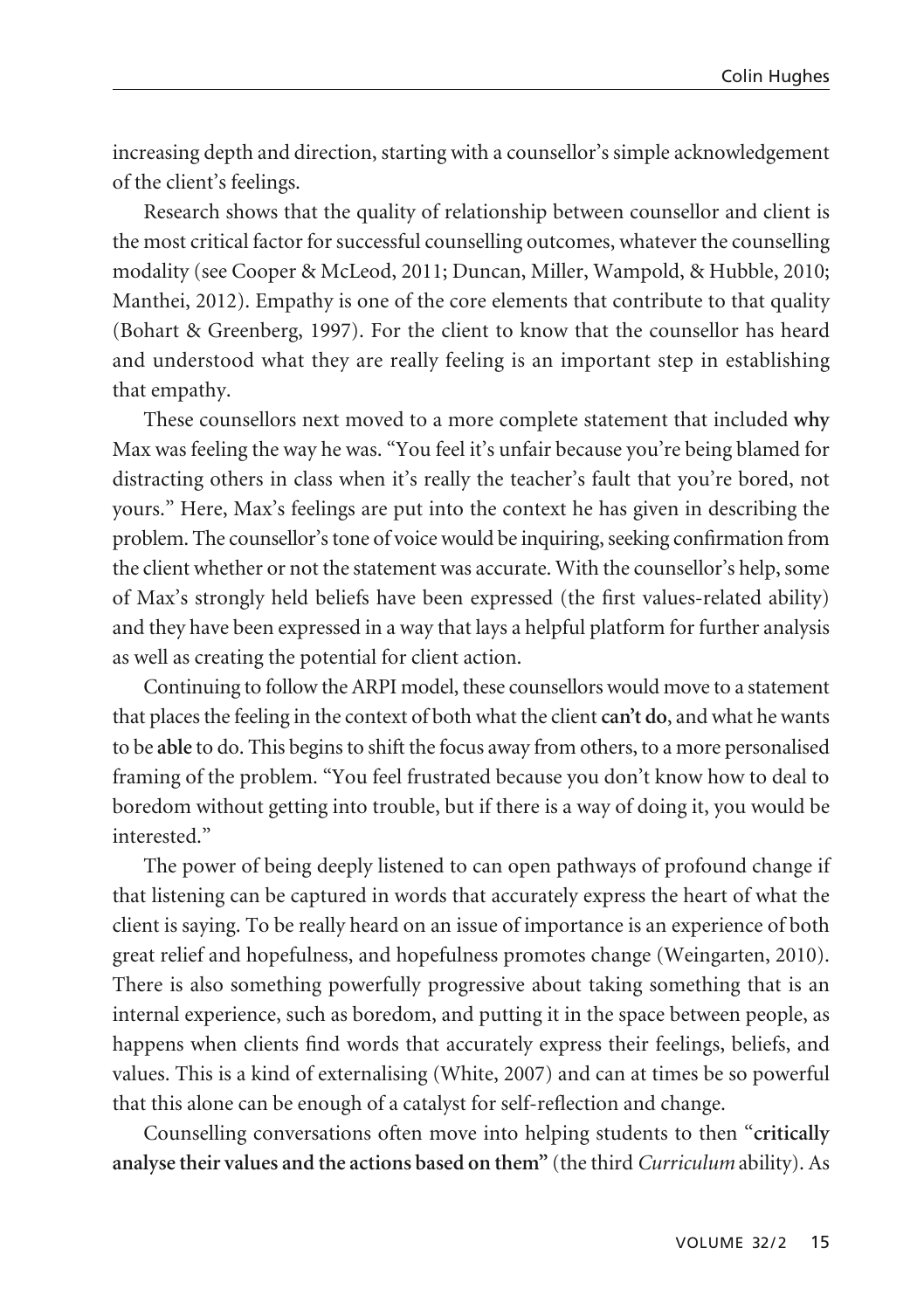increasing depth and direction, starting with a counsellor's simple acknowledgement of the client's feelings.

Research shows that the quality of relationship between counsellor and client is the most critical factor for successful counselling outcomes, whatever the counselling modality (see Cooper & McLeod, 2011; Duncan, Miller, Wampold, & Hubble, 2010; Manthei, 2012). Empathy is one of the core elements that contribute to that quality (Bohart & Greenberg, 1997). For the client to know that the counsellor has heard and understood what they are really feeling is an important step in establishing that empathy.

These counsellors next moved to a more complete statement that included **why** Max was feeling the way he was. "You feel it's unfair because you're being blamed for distracting others in class when it's really the teacher's fault that you're bored, not yours." Here, Max's feelings are put into the context he has given in describing the problem. The counsellor's tone of voice would be inquiring, seeking confirmation from the client whether or not the statement was accurate. With the counsellor's help, some of Max's strongly held beliefs have been expressed (the first values-related ability) and they have been expressed in a way that lays a helpful platform for further analysis as well as creating the potential for client action.

Continuing to follow the ARPI model, these counsellors would move to a statement that places the feeling in the context of both what the client **can't do**, and what he wants to be **able** to do. This begins to shift the focus away from others, to a more personalised framing of the problem. "You feel frustrated because you don't know how to deal to boredom without getting into trouble, but if there is a way of doing it, you would be interested."

The power of being deeply listened to can open pathways of profound change if that listening can be captured in words that accurately express the heart of what the client is saying. To be really heard on an issue of importance is an experience of both great relief and hopefulness, and hopefulness promotes change (Weingarten, 2010). There is also something powerfully progressive about taking something that is an internal experience, such as boredom, and putting it in the space between people, as happens when clients find words that accurately express their feelings, beliefs, and values. This is a kind of externalising (White, 2007) and can at times be so powerful that this alone can be enough of a catalyst for self-reflection and change.

Counselling conversations often move into helping students to then "**critically analyse their values and the actions based on them"** (the third *Curriculum* ability). As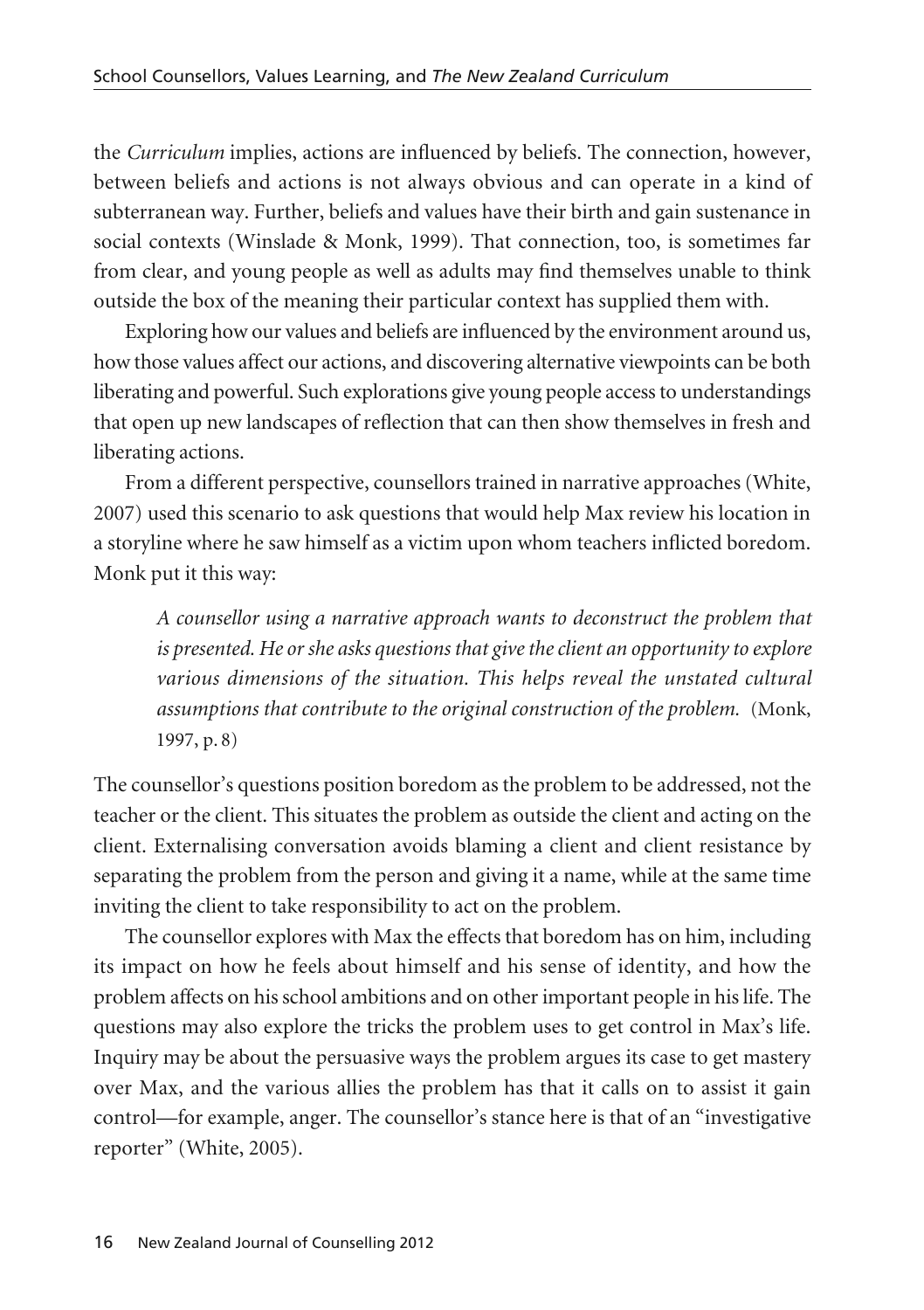the *Curriculum* implies, actions are influenced by beliefs. The connection, however, between beliefs and actions is not always obvious and can operate in a kind of subterranean way. Further, beliefs and values have their birth and gain sustenance in social contexts (Winslade & Monk, 1999). That connection, too, is sometimes far from clear, and young people as well as adults may find themselves unable to think outside the box of the meaning their particular context has supplied them with.

Exploring how our values and beliefs are influenced by the environment around us, how those values affect our actions, and discovering alternative viewpoints can be both liberating and powerful. Such explorations give young people access to understandings that open up new landscapes of reflection that can then show themselves in fresh and liberating actions.

From a different perspective, counsellors trained in narrative approaches (White, 2007) used this scenario to ask questions that would help Max review his location in a storyline where he saw himself as a victim upon whom teachers inflicted boredom. Monk put it this way:

> *A counsellor using a narrative approach wants to deconstruct the problem that is presented. He or she asks questions that give the client an opportunity to explore various dimensions of the situation. This helps reveal the unstated cultural assumptions that contribute to the original construction of the problem.* (Monk, 1997, p. 8)

The counsellor's questions position boredom as the problem to be addressed, not the teacher or the client. This situates the problem as outside the client and acting on the client. Externalising conversation avoids blaming a client and client resistance by separating the problem from the person and giving it a name, while at the same time inviting the client to take responsibility to act on the problem.

The counsellor explores with Max the effects that boredom has on him, including its impact on how he feels about himself and his sense of identity, and how the problem affects on his school ambitions and on other important people in his life. The questions may also explore the tricks the problem uses to get control in Max's life. Inquiry may be about the persuasive ways the problem argues its case to get mastery over Max, and the various allies the problem has that it calls on to assist it gain control—for example, anger. The counsellor's stance here is that of an "investigative reporter" (White, 2005).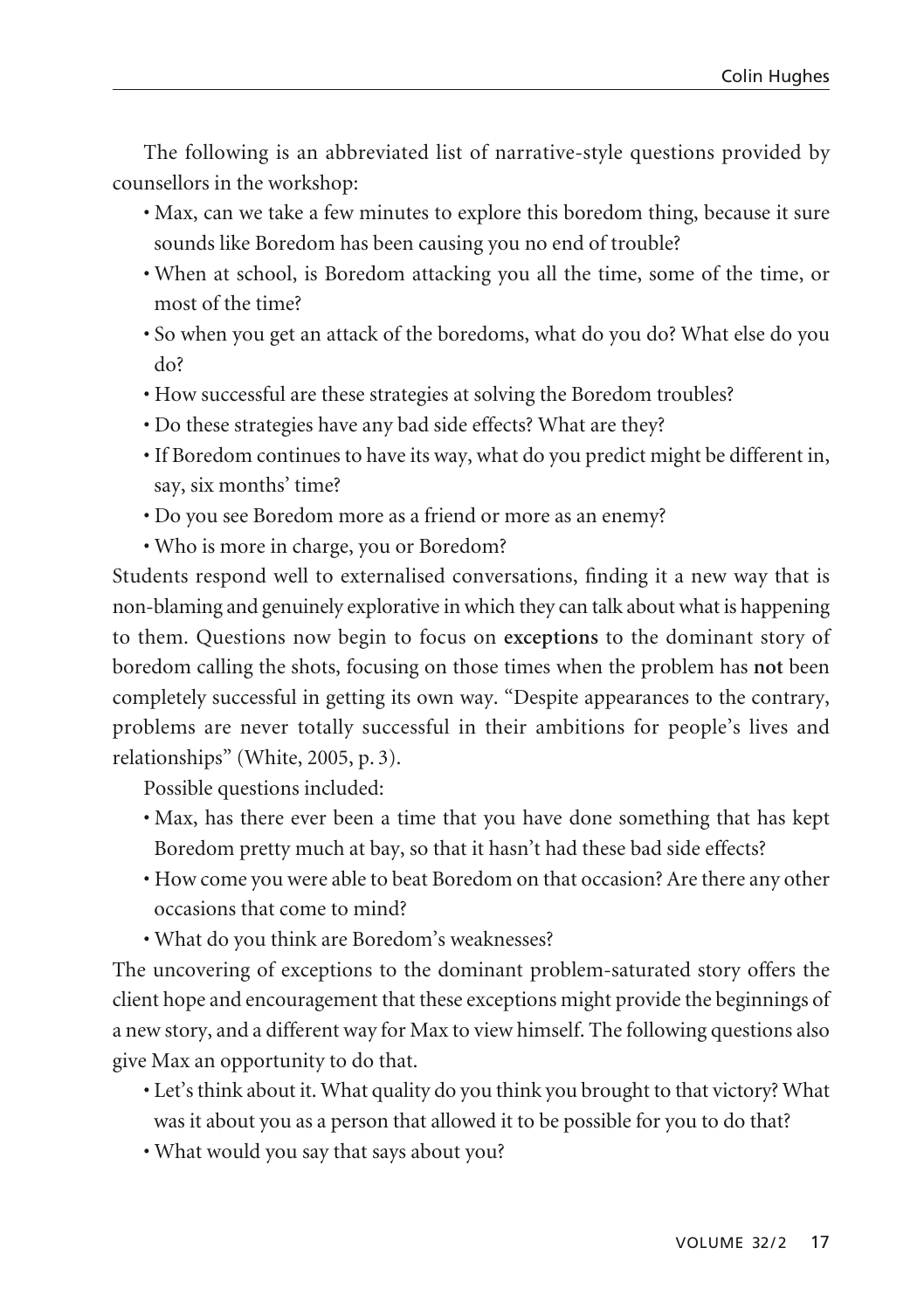The following is an abbreviated list of narrative-style questions provided by counsellors in the workshop:

- Max, can we take a few minutes to explore this boredom thing, because it sure sounds like Boredom has been causing you no end of trouble?
- When at school, is Boredom attacking you all the time, some of the time, or most of the time?
- So when you get an attack of the boredoms, what do you do? What else do you do?
- How successful are these strategies at solving the Boredom troubles?
- Do these strategies have any bad side effects? What are they?
- If Boredom continues to have its way, what do you predict might be different in, say, six months' time?
- Do you see Boredom more as a friend or more as an enemy?
- Who is more in charge, you or Boredom?

Students respond well to externalised conversations, finding it a new way that is non-blaming and genuinely explorative in which they can talk about what is happening to them. Questions now begin to focus on **exceptions** to the dominant story of boredom calling the shots, focusing on those times when the problem has **not** been completely successful in getting its own way. "Despite appearances to the contrary, problems are never totally successful in their ambitions for people's lives and relationships" (White, 2005, p. 3).

Possible questions included:

- Max, has there ever been a time that you have done something that has kept Boredom pretty much at bay, so that it hasn't had these bad side effects?
- How come you were able to beat Boredom on that occasion? Are there any other occasions that come to mind?
- What do you think are Boredom's weaknesses?

The uncovering of exceptions to the dominant problem-saturated story offers the client hope and encouragement that these exceptions might provide the beginnings of a new story, and a different way for Max to view himself. The following questions also give Max an opportunity to do that.

- Let's think about it. What quality do you think you brought to that victory? What was it about you as a person that allowed it to be possible for you to do that?
- What would you say that says about you?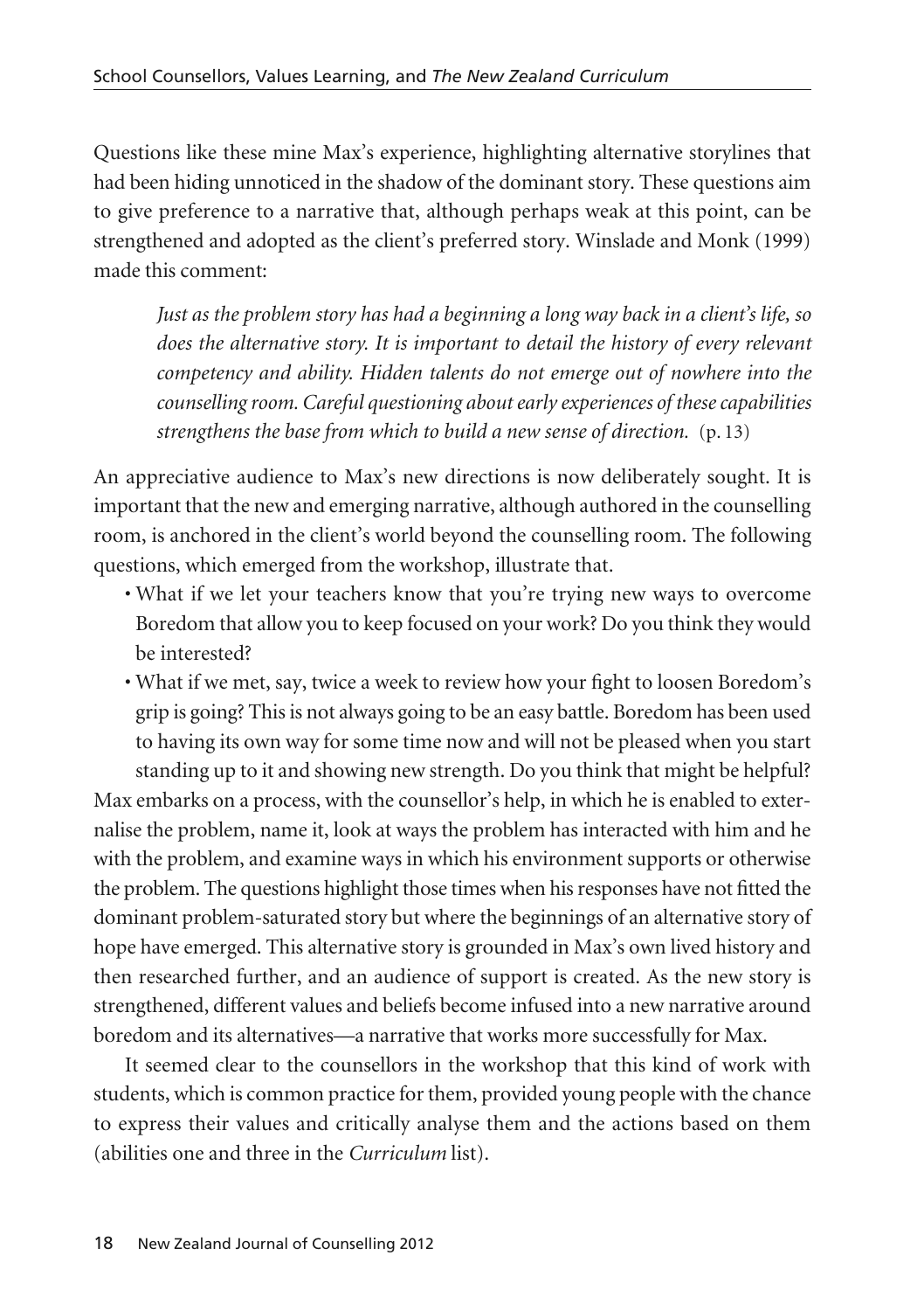Questions like these mine Max's experience, highlighting alternative storylines that had been hiding unnoticed in the shadow of the dominant story. These questions aim to give preference to a narrative that, although perhaps weak at this point, can be strengthened and adopted as the client's preferred story. Winslade and Monk (1999) made this comment:

> *Just as the problem story has had a beginning a long way back in a client's life, so does the alternative story. It is important to detail the history of every relevant competency and ability. Hidden talents do not emerge out of nowhere into the counselling room. Careful questioning about early experiences of these capabilities strengthens the base from which to build a new sense of direction.* (p. 13)

An appreciative audience to Max's new directions is now deliberately sought. It is important that the new and emerging narrative, although authored in the counselling room, is anchored in the client's world beyond the counselling room. The following questions, which emerged from the workshop, illustrate that.

- What if we let your teachers know that you're trying new ways to overcome Boredom that allow you to keep focused on your work? Do you think they would be interested?
- What if we met, say, twice a week to review how your fight to loosen Boredom's grip is going? This is not always going to be an easy battle. Boredom has been used to having its own way for some time now and will not be pleased when you start standing up to it and showing new strength. Do you think that might be helpful?

Max embarks on a process, with the counsellor's help, in which he is enabled to externalise the problem, name it, look at ways the problem has interacted with him and he with the problem, and examine ways in which his environment supports or otherwise the problem. The questions highlight those times when his responses have not fitted the dominant problem-saturated story but where the beginnings of an alternative story of hope have emerged. This alternative story is grounded in Max's own lived history and then researched further, and an audience of support is created. As the new story is strengthened, different values and beliefs become infused into a new narrative around boredom and its alternatives—a narrative that works more successfully for Max.

It seemed clear to the counsellors in the workshop that this kind of work with students, which is common practice for them, provided young people with the chance to express their values and critically analyse them and the actions based on them (abilities one and three in the *Curriculum* list).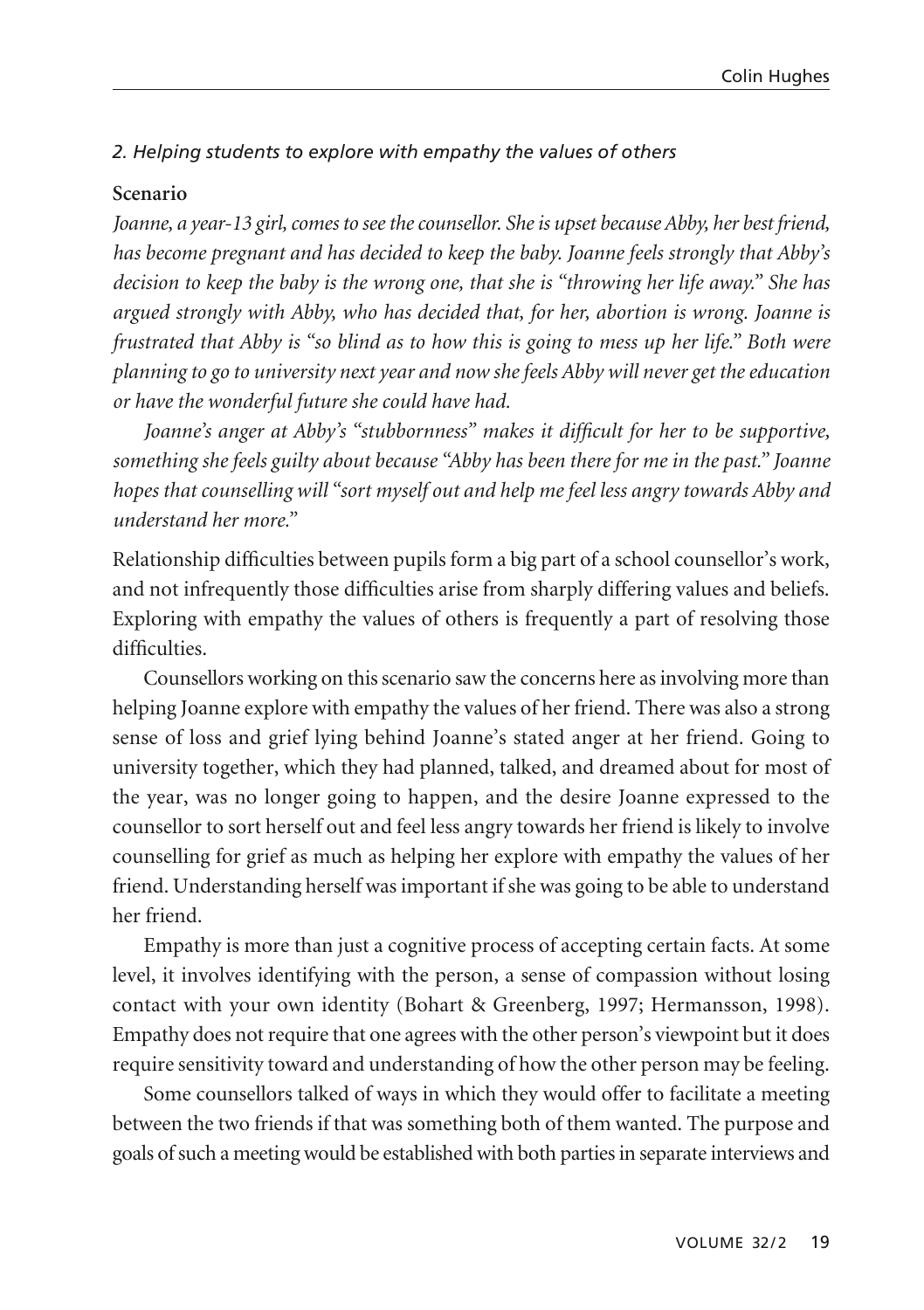*2. Helping students to explore with empathy the values of others*

**Scenario**

*Joanne, a year-13 girl, comes to see the counsellor. She is upset because Abby, her best friend, has become pregnant and has decided to keep the baby. Joanne feels strongly that Abby's decision to keep the baby is the wrong one, that she is "throwing her life away." She has argued strongly with Abby, who has decided that, for her, abortion is wrong. Joanne is frustrated that Abby is "so blind as to how this is going to mess up her life." Both were planning to go to university next year and now she feels Abby will never get the education or have the wonderful future she could have had.*

*Joanne's anger at Abby's "stubbornness" makes it difficult for her to be supportive, something she feels guilty about because "Abby has been there for me in the past." Joanne hopes that counselling will "sort myself out and help me feel less angry towards Abby and understand her more."*

Relationship difficulties between pupils form a big part of a school counsellor's work, and not infrequently those difficulties arise from sharply differing values and beliefs. Exploring with empathy the values of others is frequently a part of resolving those difficulties.

Counsellors working on this scenario saw the concerns here as involving more than helping Joanne explore with empathy the values of her friend. There was also a strong sense of loss and grief lying behind Joanne's stated anger at her friend. Going to university together, which they had planned, talked, and dreamed about for most of the year, was no longer going to happen, and the desire Joanne expressed to the counsellor to sort herself out and feel less angry towards her friend is likely to involve counselling for grief as much as helping her explore with empathy the values of her friend. Understanding herself was important if she was going to be able to understand her friend.

Empathy is more than just a cognitive process of accepting certain facts. At some level, it involves identifying with the person, a sense of compassion without losing contact with your own identity (Bohart & Greenberg, 1997; Hermansson, 1998). Empathy does not require that one agrees with the other person's viewpoint but it does require sensitivity toward and understanding of how the other person may be feeling.

Some counsellors talked of ways in which they would offer to facilitate a meeting between the two friends if that was something both of them wanted. The purpose and goals of such a meeting would be established with both parties in separate interviews and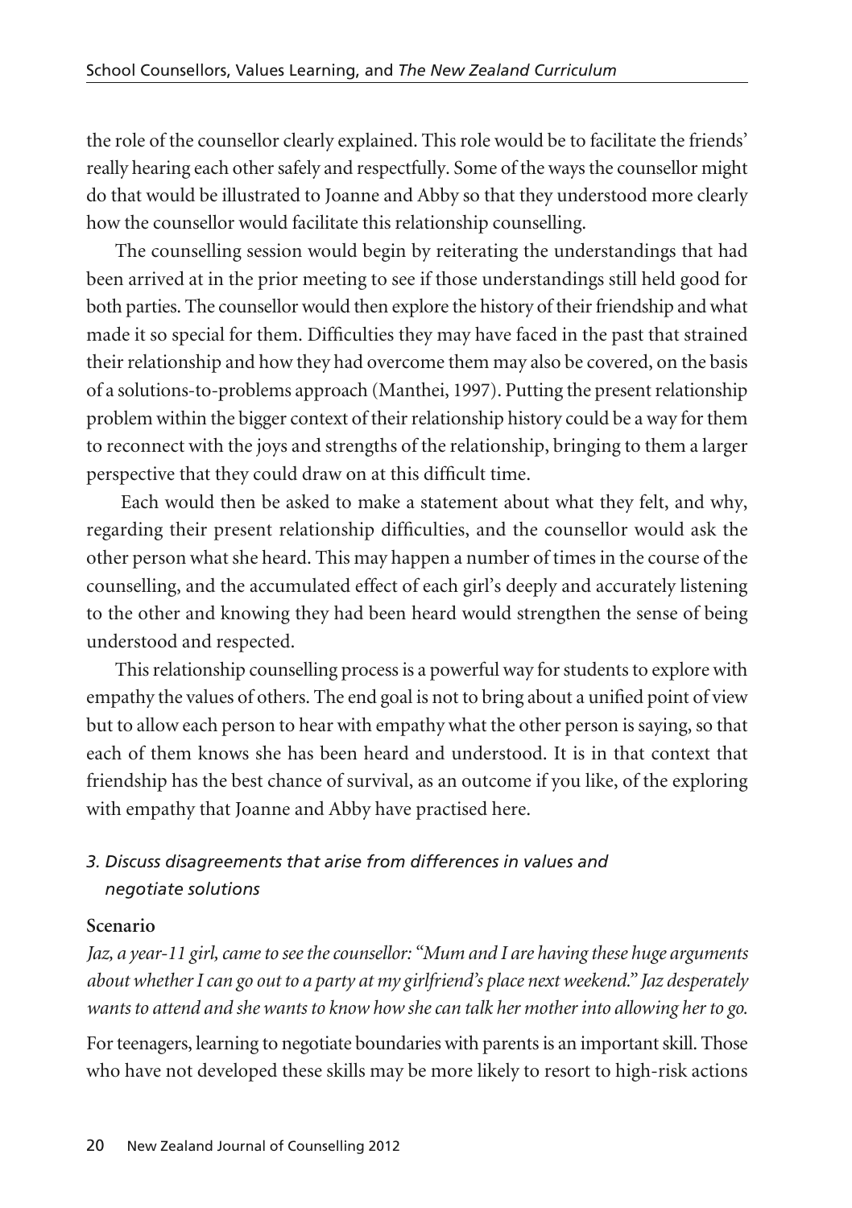the role of the counsellor clearly explained. This role would be to facilitate the friends' really hearing each other safely and respectfully. Some of the ways the counsellor might do that would be illustrated to Joanne and Abby so that they understood more clearly how the counsellor would facilitate this relationship counselling.

The counselling session would begin by reiterating the understandings that had been arrived at in the prior meeting to see if those understandings still held good for both parties. The counsellor would then explore the history of their friendship and what made it so special for them. Difficulties they may have faced in the past that strained their relationship and how they had overcome them may also be covered, on the basis of a solutions-to-problems approach (Manthei, 1997). Putting the present relationship problem within the bigger context of their relationship history could be a way for them to reconnect with the joys and strengths of the relationship, bringing to them a larger perspective that they could draw on at this difficult time.

Each would then be asked to make a statement about what they felt, and why, regarding their present relationship difficulties, and the counsellor would ask the other person what she heard. This may happen a number of times in the course of the counselling, and the accumulated effect of each girl's deeply and accurately listening to the other and knowing they had been heard would strengthen the sense of being understood and respected.

This relationship counselling process is a powerful way for students to explore with empathy the values of others. The end goal is not to bring about a unified point of view but to allow each person to hear with empathy what the other person is saying, so that each of them knows she has been heard and understood. It is in that context that friendship has the best chance of survival, as an outcome if you like, of the exploring with empathy that Joanne and Abby have practised here.

### *3. Discuss disagreements that arise from differences in values and negotiate solutions*

**Scenario**

*Jaz, a year-11 girl, came to see the counsellor: "Mum and I are having these huge arguments about whether I can go out to a party at my girlfriend's place next weekend." Jaz desperately wants to attend and she wants to know how she can talk her mother into allowing her to go.*

For teenagers, learning to negotiate boundaries with parents is an important skill. Those who have not developed these skills may be more likely to resort to high-risk actions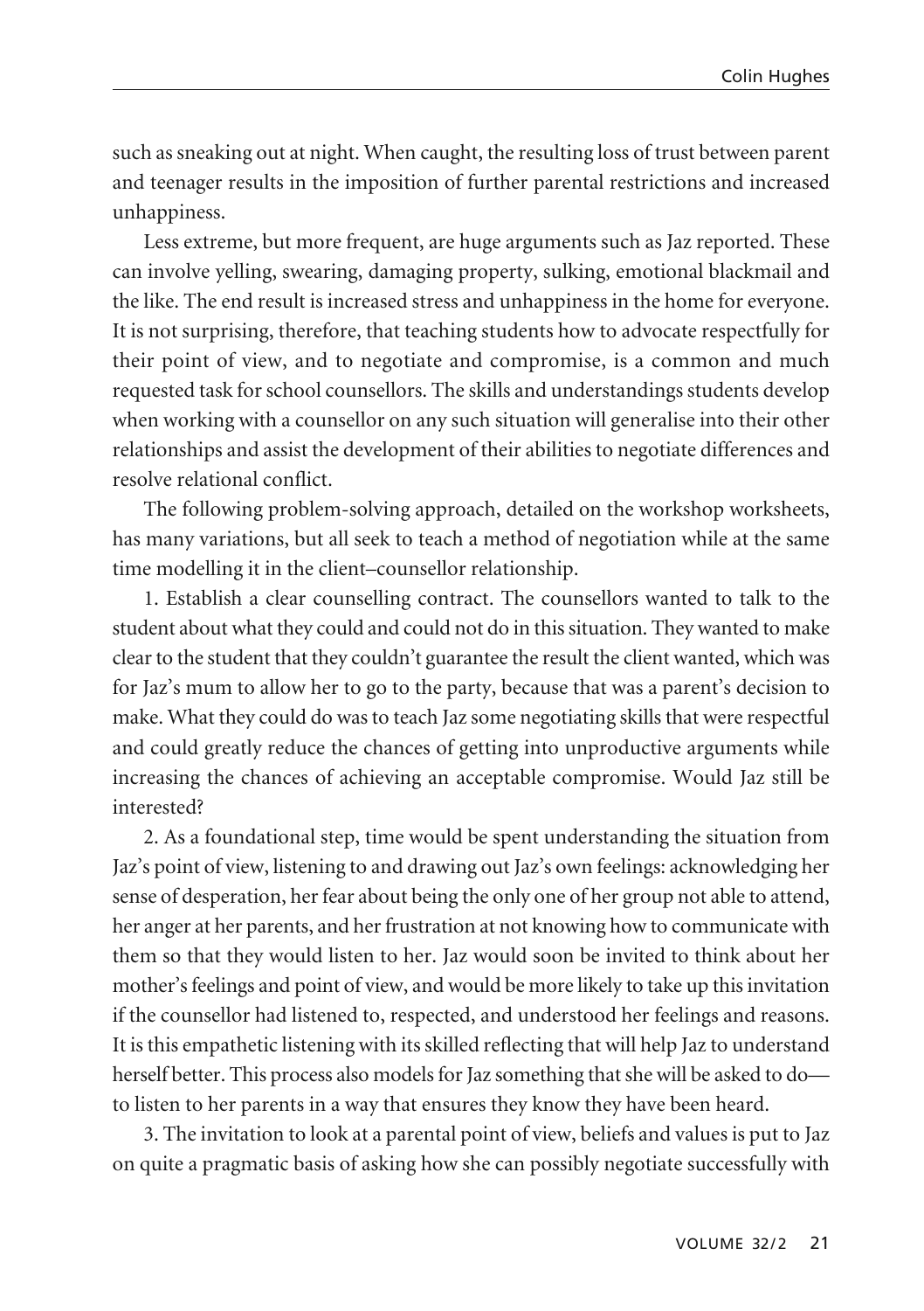such as sneaking out at night. When caught, the resulting loss of trust between parent and teenager results in the imposition of further parental restrictions and increased unhappiness.

Less extreme, but more frequent, are huge arguments such as Jaz reported. These can involve yelling, swearing, damaging property, sulking, emotional blackmail and the like. The end result is increased stress and unhappiness in the home for everyone. It is not surprising, therefore, that teaching students how to advocate respectfully for their point of view, and to negotiate and compromise, is a common and much requested task for school counsellors. The skills and understandings students develop when working with a counsellor on any such situation will generalise into their other relationships and assist the development of their abilities to negotiate differences and resolve relational conflict.

The following problem-solving approach, detailed on the workshop worksheets, has many variations, but all seek to teach a method of negotiation while at the same time modelling it in the client–counsellor relationship.

1. Establish a clear counselling contract. The counsellors wanted to talk to the student about what they could and could not do in this situation. They wanted to make clear to the student that they couldn't guarantee the result the client wanted, which was for Jaz's mum to allow her to go to the party, because that was a parent's decision to make. What they could do was to teach Jaz some negotiating skills that were respectful and could greatly reduce the chances of getting into unproductive arguments while increasing the chances of achieving an acceptable compromise. Would Jaz still be interested?

2. As a foundational step, time would be spent understanding the situation from Jaz's point of view, listening to and drawing out Jaz's own feelings: acknowledging her sense of desperation, her fear about being the only one of her group not able to attend, her anger at her parents, and her frustration at not knowing how to communicate with them so that they would listen to her. Jaz would soon be invited to think about her mother's feelings and point of view, and would be more likely to take up this invitation if the counsellor had listened to, respected, and understood her feelings and reasons. It is this empathetic listening with its skilled reflecting that will help Jaz to understand herself better. This process also models for Jaz something that she will be asked to do—to listen to her parents in a way that ensures they know they have been heard.

3. The invitation to look at a parental point of view, beliefs and values is put to Jaz on quite a pragmatic basis of asking how she can possibly negotiate successfully with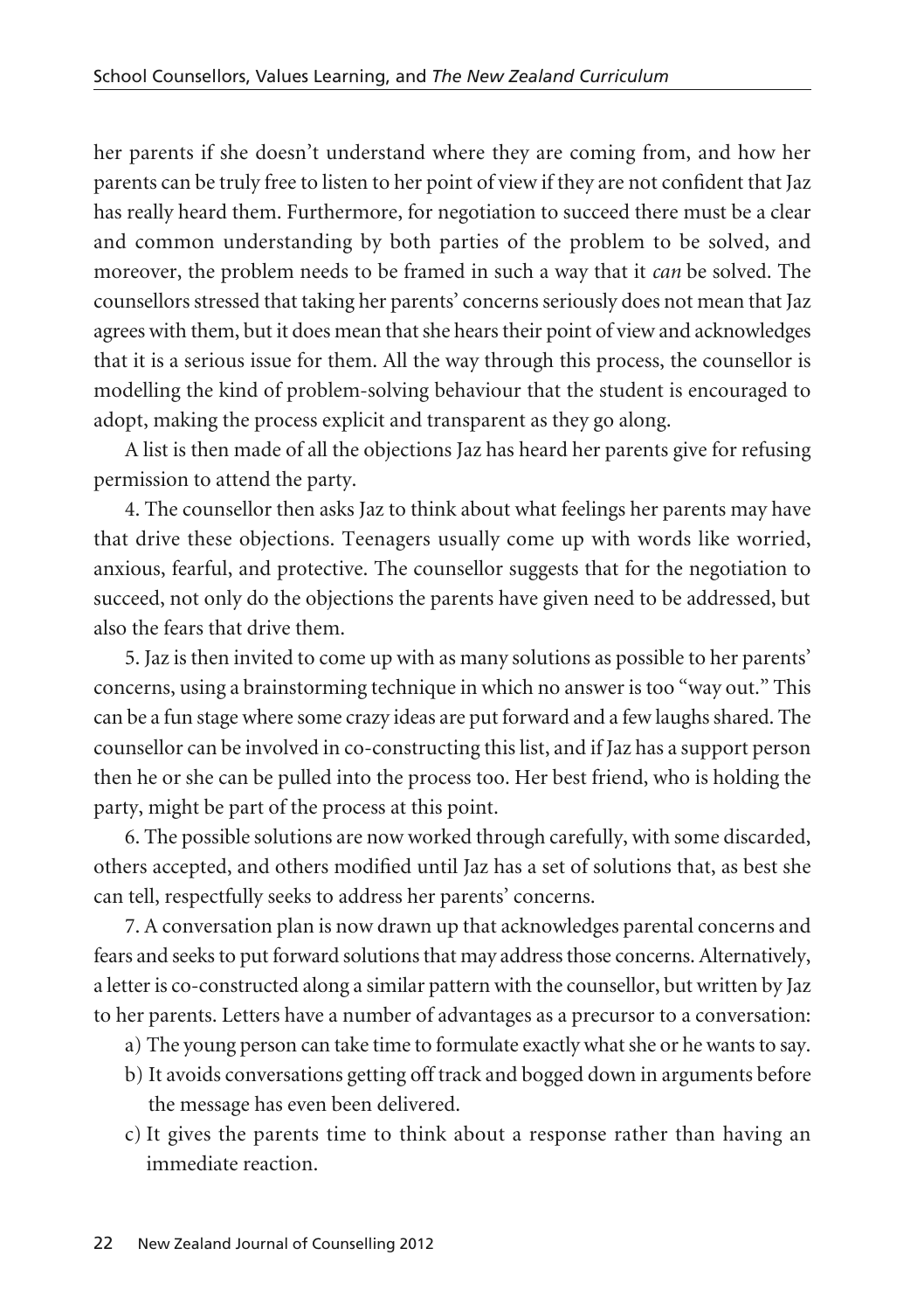her parents if she doesn't understand where they are coming from, and how her parents can be truly free to listen to her point of view if they are not confident that Jaz has really heard them. Furthermore, for negotiation to succeed there must be a clear and common understanding by both parties of the problem to be solved, and moreover, the problem needs to be framed in such a way that it *can* be solved. The counsellors stressed that taking her parents' concerns seriously does not mean that Jaz agrees with them, but it does mean that she hears their point of view and acknowledges that it is a serious issue for them. All the way through this process, the counsellor is modelling the kind of problem-solving behaviour that the student is encouraged to adopt, making the process explicit and transparent as they go along.

A list is then made of all the objections Jaz has heard her parents give for refusing permission to attend the party.

4. The counsellor then asks Jaz to think about what feelings her parents may have that drive these objections. Teenagers usually come up with words like worried, anxious, fearful, and protective. The counsellor suggests that for the negotiation to succeed, not only do the objections the parents have given need to be addressed, but also the fears that drive them.

5. Jaz is then invited to come up with as many solutions as possible to her parents' concerns, using a brainstorming technique in which no answer is too "way out." This can be a fun stage where some crazy ideas are put forward and a few laughs shared. The counsellor can be involved in co-constructing this list, and if Jaz has a support person then he or she can be pulled into the process too. Her best friend, who is holding the party, might be part of the process at this point.

6. The possible solutions are now worked through carefully, with some discarded, others accepted, and others modified until Jaz has a set of solutions that, as best she can tell, respectfully seeks to address her parents' concerns.

7. A conversation plan is now drawn up that acknowledges parental concerns and fears and seeks to put forward solutions that may address those concerns. Alternatively, a letter is co-constructed along a similar pattern with the counsellor, but written by Jaz to her parents. Letters have a number of advantages as a precursor to a conversation:

a) The young person can take time to formulate exactly what she or he wants to say.

b) It avoids conversations getting off track and bogged down in arguments before the message has even been delivered.

c) It gives the parents time to think about a response rather than having an immediate reaction.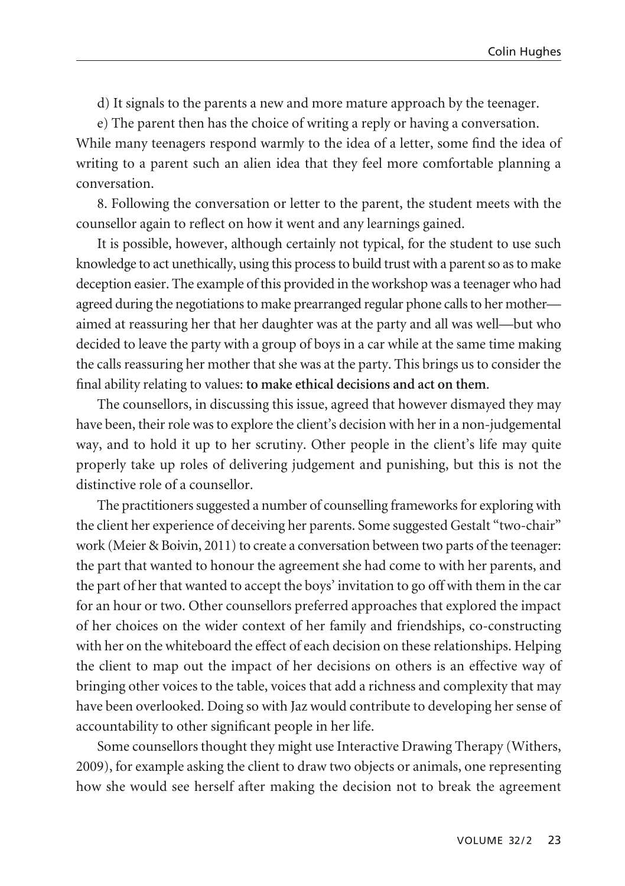d) It signals to the parents a new and more mature approach by the teenager.

e) The parent then has the choice of writing a reply or having a conversation. While many teenagers respond warmly to the idea of a letter, some find the idea of writing to a parent such an alien idea that they feel more comfortable planning a conversation.

8. Following the conversation or letter to the parent, the student meets with the counsellor again to reflect on how it went and any learnings gained.

It is possible, however, although certainly not typical, for the student to use such knowledge to act unethically, using this process to build trust with a parent so as to make deception easier. The example of this provided in the workshop was a teenager who had agreed during the negotiations to make prearranged regular phone calls to her mother—aimed at reassuring her that her daughter was at the party and all was well—but who decided to leave the party with a group of boys in a car while at the same time making the calls reassuring her mother that she was at the party. This brings us to consider the final ability relating to values: **to make ethical decisions and act on them**.

The counsellors, in discussing this issue, agreed that however dismayed they may have been, their role was to explore the client's decision with her in a non-judgemental way, and to hold it up to her scrutiny. Other people in the client's life may quite properly take up roles of delivering judgement and punishing, but this is not the distinctive role of a counsellor.

The practitioners suggested a number of counselling frameworks for exploring with the client her experience of deceiving her parents. Some suggested Gestalt "two-chair" work (Meier & Boivin, 2011) to create a conversation between two parts of the teenager: the part that wanted to honour the agreement she had come to with her parents, and the part of her that wanted to accept the boys' invitation to go off with them in the car for an hour or two. Other counsellors preferred approaches that explored the impact of her choices on the wider context of her family and friendships, co-constructing with her on the whiteboard the effect of each decision on these relationships. Helping the client to map out the impact of her decisions on others is an effective way of bringing other voices to the table, voices that add a richness and complexity that may have been overlooked. Doing so with Jaz would contribute to developing her sense of accountability to other significant people in her life.

Some counsellors thought they might use Interactive Drawing Therapy (Withers, 2009), for example asking the client to draw two objects or animals, one representing how she would see herself after making the decision not to break the agreement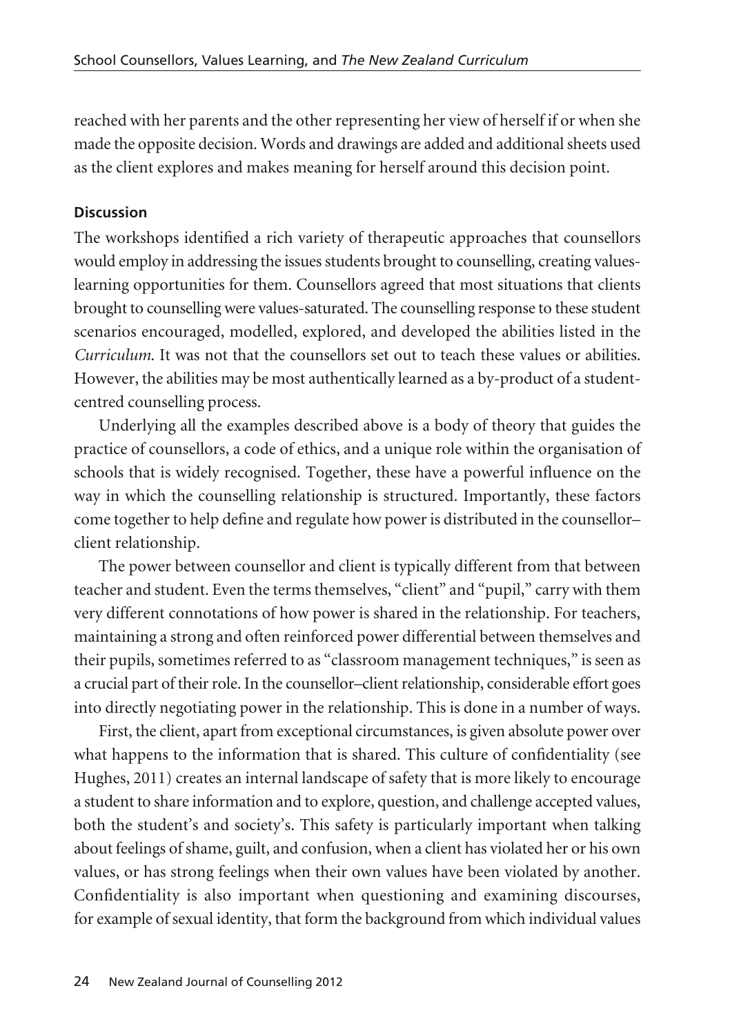reached with her parents and the other representing her view of herself if or when she made the opposite decision. Words and drawings are added and additional sheets used as the client explores and makes meaning for herself around this decision point.

**Discussion**

The workshops identified a rich variety of therapeutic approaches that counsellors would employ in addressing the issues students brought to counselling, creating values-learning opportunities for them. Counsellors agreed that most situations that clients brought to counselling were values-saturated. The counselling response to these student scenarios encouraged, modelled, explored, and developed the abilities listed in the *Curriculum*. It was not that the counsellors set out to teach these values or abilities. However, the abilities may be most authentically learned as a by-product of a student-centred counselling process.

Underlying all the examples described above is a body of theory that guides the practice of counsellors, a code of ethics, and a unique role within the organisation of schools that is widely recognised. Together, these have a powerful influence on the way in which the counselling relationship is structured. Importantly, these factors come together to help define and regulate how power is distributed in the counsellor–client relationship.

The power between counsellor and client is typically different from that between teacher and student. Even the terms themselves, "client" and "pupil," carry with them very different connotations of how power is shared in the relationship. For teachers, maintaining a strong and often reinforced power differential between themselves and their pupils, sometimes referred to as "classroom management techniques," is seen as a crucial part of their role. In the counsellor–client relationship, considerable effort goes into directly negotiating power in the relationship. This is done in a number of ways.

First, the client, apart from exceptional circumstances, is given absolute power over what happens to the information that is shared. This culture of confidentiality (see Hughes, 2011) creates an internal landscape of safety that is more likely to encourage a student to share information and to explore, question, and challenge accepted values, both the student's and society's. This safety is particularly important when talking about feelings of shame, guilt, and confusion, when a client has violated her or his own values, or has strong feelings when their own values have been violated by another. Confidentiality is also important when questioning and examining discourses, for example of sexual identity, that form the background from which individual values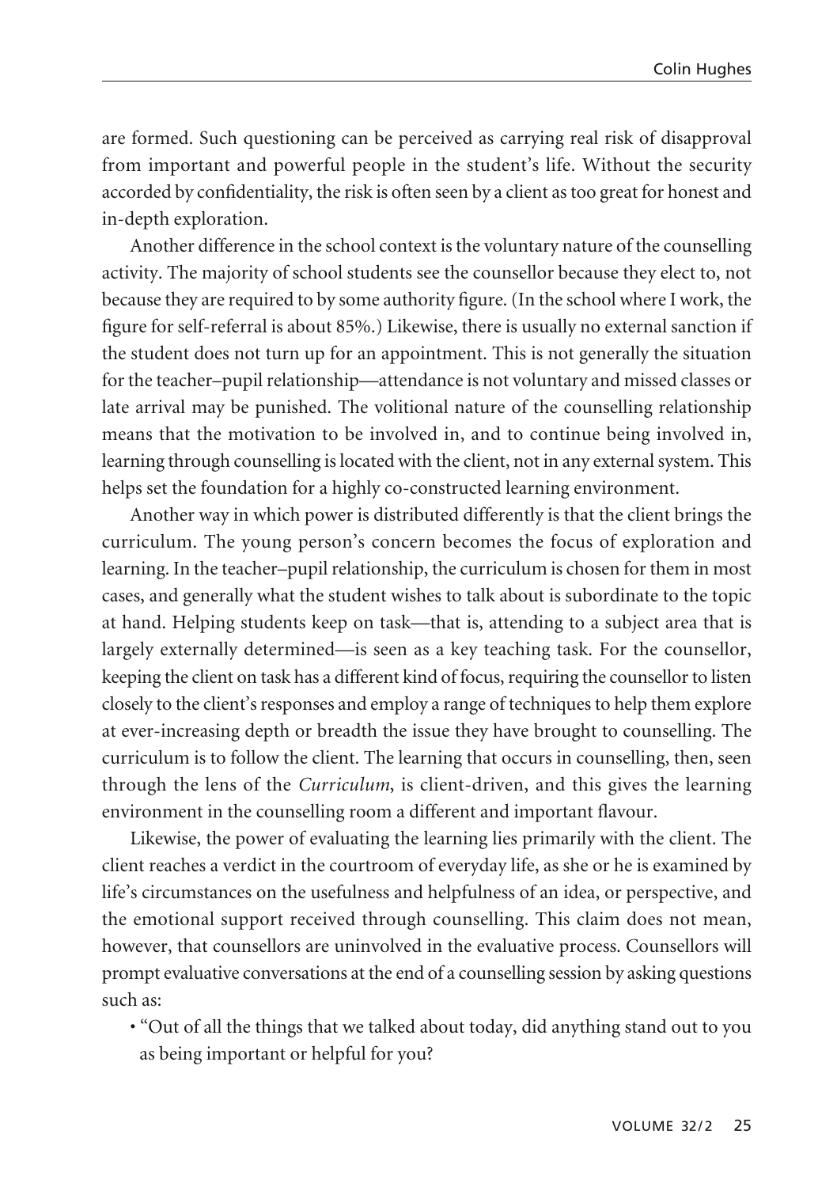are formed. Such questioning can be perceived as carrying real risk of disapproval from important and powerful people in the student's life. Without the security accorded by confidentiality, the risk is often seen by a client as too great for honest and in-depth exploration.

Another difference in the school context is the voluntary nature of the counselling activity. The majority of school students see the counsellor because they elect to, not because they are required to by some authority figure. (In the school where I work, the figure for self-referral is about 85%.) Likewise, there is usually no external sanction if the student does not turn up for an appointment. This is not generally the situation for the teacher–pupil relationship—attendance is not voluntary and missed classes or late arrival may be punished. The volitional nature of the counselling relationship means that the motivation to be involved in, and to continue being involved in, learning through counselling is located with the client, not in any external system. This helps set the foundation for a highly co-constructed learning environment.

Another way in which power is distributed differently is that the client brings the curriculum. The young person's concern becomes the focus of exploration and learning. In the teacher–pupil relationship, the curriculum is chosen for them in most cases, and generally what the student wishes to talk about is subordinate to the topic at hand. Helping students keep on task—that is, attending to a subject area that is largely externally determined—is seen as a key teaching task. For the counsellor, keeping the client on task has a different kind of focus, requiring the counsellor to listen closely to the client's responses and employ a range of techniques to help them explore at ever-increasing depth or breadth the issue they have brought to counselling. The curriculum is to follow the client. The learning that occurs in counselling, then, seen through the lens of the *Curriculum*, is client-driven, and this gives the learning environment in the counselling room a different and important flavour.

Likewise, the power of evaluating the learning lies primarily with the client. The client reaches a verdict in the courtroom of everyday life, as she or he is examined by life's circumstances on the usefulness and helpfulness of an idea, or perspective, and the emotional support received through counselling. This claim does not mean, however, that counsellors are uninvolved in the evaluative process. Counsellors will prompt evaluative conversations at the end of a counselling session by asking questions such as:

- "Out of all the things that we talked about today, did anything stand out to you as being important or helpful for you?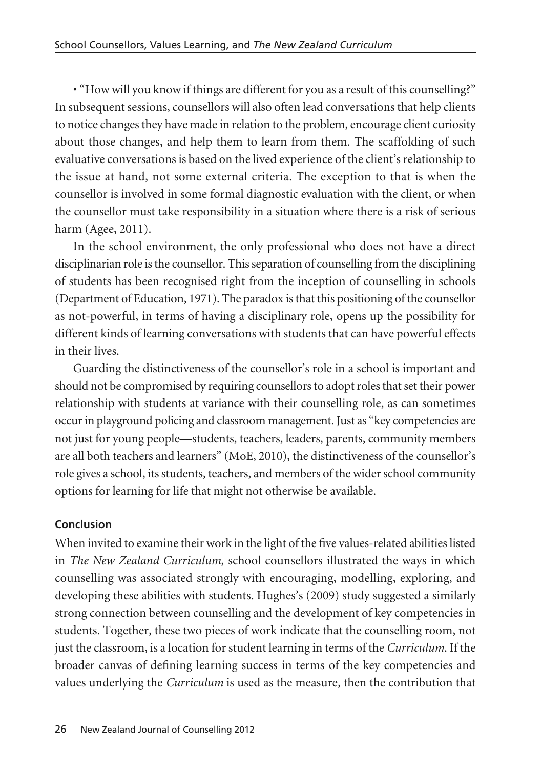• "How will you know if things are different for you as a result of this counselling?" In subsequent sessions, counsellors will also often lead conversations that help clients to notice changes they have made in relation to the problem, encourage client curiosity about those changes, and help them to learn from them. The scaffolding of such evaluative conversations is based on the lived experience of the client's relationship to the issue at hand, not some external criteria. The exception to that is when the counsellor is involved in some formal diagnostic evaluation with the client, or when the counsellor must take responsibility in a situation where there is a risk of serious harm (Agee, 2011).

In the school environment, the only professional who does not have a direct disciplinarian role is the counsellor. This separation of counselling from the disciplining of students has been recognised right from the inception of counselling in schools (Department of Education, 1971). The paradox is that this positioning of the counsellor as not-powerful, in terms of having a disciplinary role, opens up the possibility for different kinds of learning conversations with students that can have powerful effects in their lives.

Guarding the distinctiveness of the counsellor's role in a school is important and should not be compromised by requiring counsellors to adopt roles that set their power relationship with students at variance with their counselling role, as can sometimes occur in playground policing and classroom management. Just as "key competencies are not just for young people—students, teachers, leaders, parents, community members are all both teachers and learners" (MoE, 2010), the distinctiveness of the counsellor's role gives a school, its students, teachers, and members of the wider school community options for learning for life that might not otherwise be available.

### Conclusion

When invited to examine their work in the light of the five values-related abilities listed in *The New Zealand Curriculum*, school counsellors illustrated the ways in which counselling was associated strongly with encouraging, modelling, exploring, and developing these abilities with students. Hughes's (2009) study suggested a similarly strong connection between counselling and the development of key competencies in students. Together, these two pieces of work indicate that the counselling room, not just the classroom, is a location for student learning in terms of the *Curriculum*. If the broader canvas of defining learning success in terms of the key competencies and values underlying the *Curriculum* is used as the measure, then the contribution that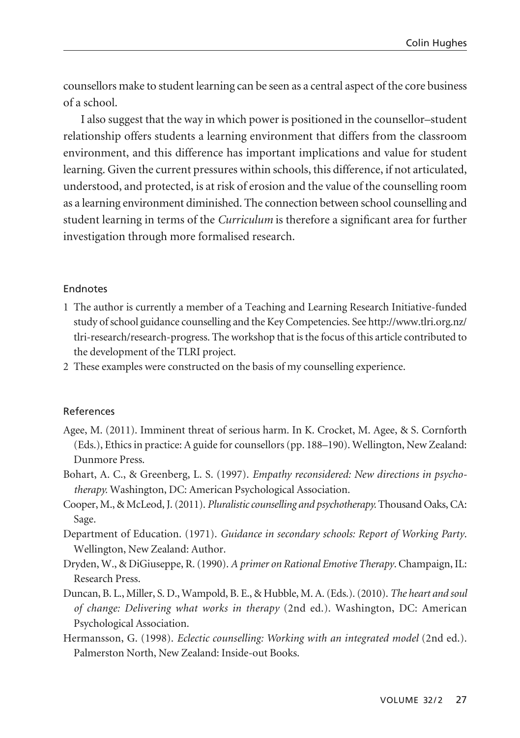counsellors make to student learning can be seen as a central aspect of the core business of a school.

I also suggest that the way in which power is positioned in the counsellor–student relationship offers students a learning environment that differs from the classroom environment, and this difference has important implications and value for student learning. Given the current pressures within schools, this difference, if not articulated, understood, and protected, is at risk of erosion and the value of the counselling room as a learning environment diminished. The connection between school counselling and student learning in terms of the *Curriculum* is therefore a significant area for further investigation through more formalised research.

## Endnotes

1 The author is currently a member of a Teaching and Learning Research Initiative-funded study of school guidance counselling and the Key Competencies. See http://www.tlri.org.nz/tlri-research/research-progress. The workshop that is the focus of this article contributed to the development of the TLRI project.

2 These examples were constructed on the basis of my counselling experience.

## References

Agee, M. (2011). Imminent threat of serious harm. In K. Crocket, M. Agee, & S. Cornforth (Eds.), Ethics in practice: A guide for counsellors (pp. 188–190). Wellington, New Zealand: Dunmore Press.

Bohart, A. C., & Greenberg, L. S. (1997). *Empathy reconsidered: New directions in psychotherapy.* Washington, DC: American Psychological Association.

Cooper, M., & McLeod, J. (2011). *Pluralistic counselling and psychotherapy.* Thousand Oaks, CA: Sage.

Department of Education. (1971). *Guidance in secondary schools: Report of Working Party*. Wellington, New Zealand: Author.

Dryden, W., & DiGiuseppe, R. (1990). *A primer on Rational Emotive Therapy*. Champaign, IL: Research Press.

Duncan, B. L., Miller, S. D., Wampold, B. E., & Hubble, M. A. (Eds.). (2010). *The heart and soul of change: Delivering what works in therapy* (2nd ed.). Washington, DC: American Psychological Association.

Hermansson, G. (1998). *Eclectic counselling: Working with an integrated model* (2nd ed.). Palmerston North, New Zealand: Inside-out Books.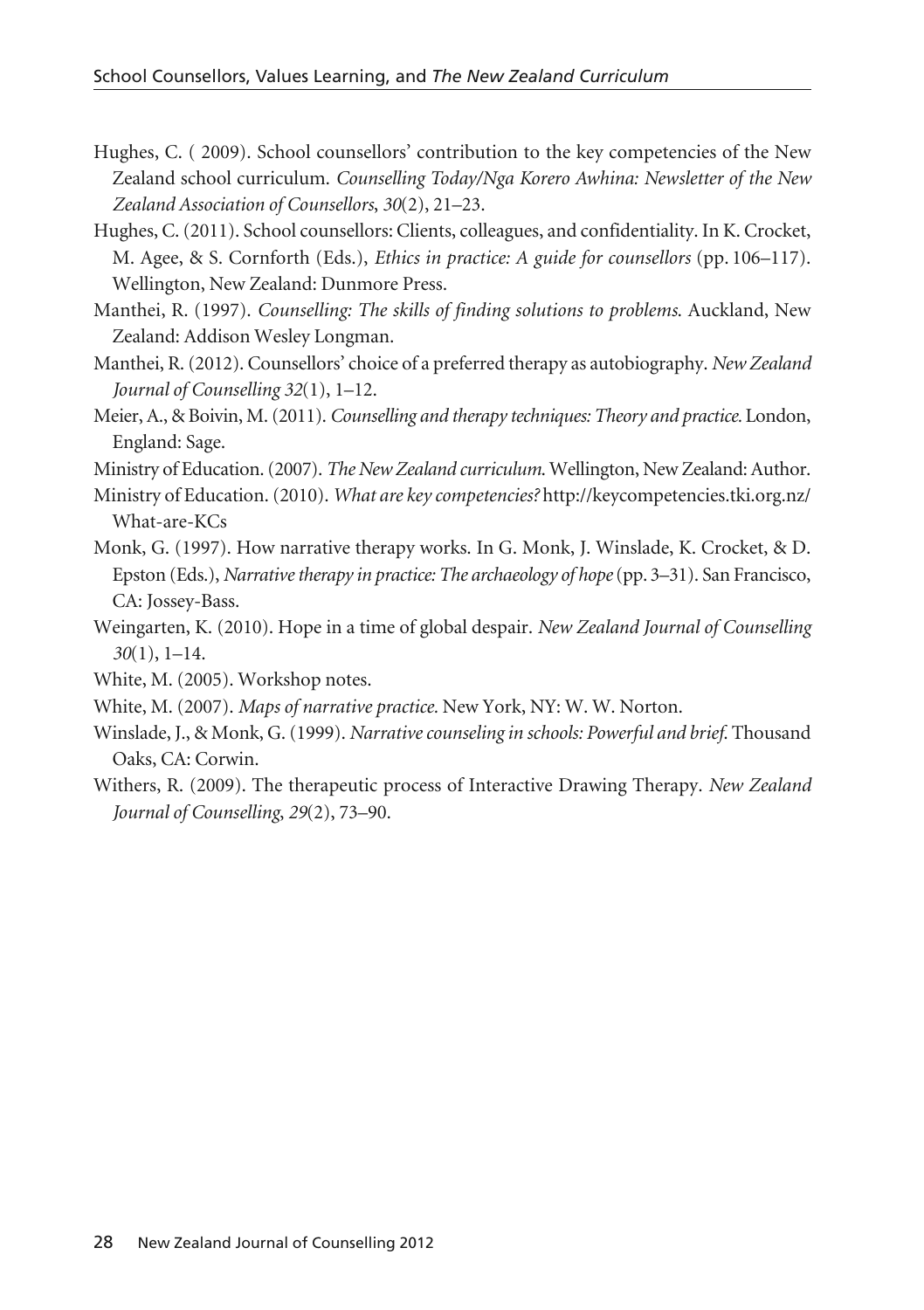Hughes, C. ( 2009). School counsellors' contribution to the key competencies of the New Zealand school curriculum. *Counselling Today/Nga Korero Awhina: Newsletter of the New Zealand Association of Counsellors*, *30*(2), 21–23.

Hughes, C. (2011). School counsellors: Clients, colleagues, and confidentiality. In K. Crocket, M. Agee, & S. Cornforth (Eds.), *Ethics in practice: A guide for counsellors* (pp. 106–117). Wellington, New Zealand: Dunmore Press.

Manthei, R. (1997). *Counselling: The skills of finding solutions to problems*. Auckland, New Zealand: Addison Wesley Longman.

Manthei, R. (2012). Counsellors' choice of a preferred therapy as autobiography. *New Zealand Journal of Counselling 32*(1), 1–12.

Meier, A., & Boivin, M. (2011). *Counselling and therapy techniques: Theory and practice.* London, England: Sage.

Ministry of Education. (2007). *The New Zealand curriculum.* Wellington, New Zealand: Author.

Ministry of Education. (2010). *What are key competencies?* http://keycompetencies.tki.org.nz/What-are-KCs

Monk, G. (1997). How narrative therapy works. In G. Monk, J. Winslade, K. Crocket, & D. Epston (Eds.), *Narrative therapy in practice: The archaeology of hope* (pp. 3–31). San Francisco, CA: Jossey-Bass.

Weingarten, K. (2010). Hope in a time of global despair. *New Zealand Journal of Counselling 30*(1), 1–14.

White, M. (2005). Workshop notes.

White, M. (2007). *Maps of narrative practice.* New York, NY: W. W. Norton.

Winslade, J., & Monk, G. (1999). *Narrative counseling in schools: Powerful and brief.* Thousand Oaks, CA: Corwin.

Withers, R. (2009). The therapeutic process of Interactive Drawing Therapy. *New Zealand Journal of Counselling*, *29*(2), 73–90.